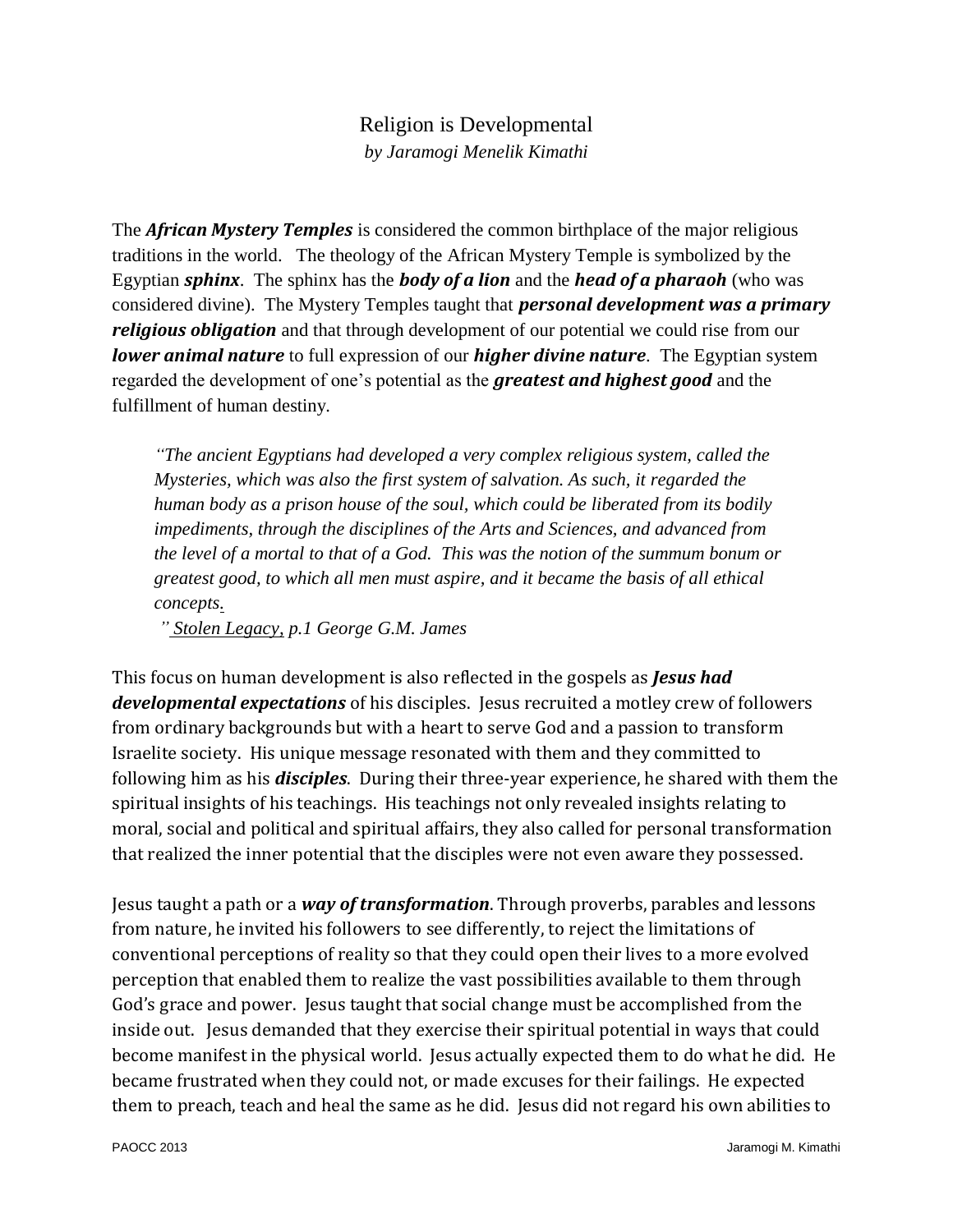# Religion is Developmental

*by Jaramogi Menelik Kimathi*

The ***African Mystery Temples*** is considered the common birthplace of the major religious traditions in the world. The theology of the African Mystery Temple is symbolized by the Egyptian ***sphinx***. The sphinx has the ***body of a lion*** and the ***head of a pharaoh*** (who was considered divine). The Mystery Temples taught that ***personal development was a primary religious obligation*** and that through development of our potential we could rise from our ***lower animal nature*** to full expression of our ***higher divine nature***. The Egyptian system regarded the development of one's potential as the ***greatest and highest good*** and the fulfillment of human destiny.

> *"The ancient Egyptians had developed a very complex religious system, called the Mysteries, which was also the first system of salvation. As such, it regarded the human body as a prison house of the soul, which could be liberated from its bodily impediments, through the disciplines of the Arts and Sciences, and advanced from the level of a mortal to that of a God. This was the notion of the summum bonum or greatest good, to which all men must aspire, and it became the basis of all ethical concepts."*
>
> *Stolen Legacy, p.1 George G.M. James*

This focus on human development is also reflected in the gospels as ***Jesus had developmental expectations*** of his disciples. Jesus recruited a motley crew of followers from ordinary backgrounds but with a heart to serve God and a passion to transform Israelite society. His unique message resonated with them and they committed to following him as his ***disciples***. During their three-year experience, he shared with them the spiritual insights of his teachings. His teachings not only revealed insights relating to moral, social and political and spiritual affairs, they also called for personal transformation that realized the inner potential that the disciples were not even aware they possessed.

Jesus taught a path or a ***way of transformation***. Through proverbs, parables and lessons from nature, he invited his followers to see differently, to reject the limitations of conventional perceptions of reality so that they could open their lives to a more evolved perception that enabled them to realize the vast possibilities available to them through God's grace and power. Jesus taught that social change must be accomplished from the inside out. Jesus demanded that they exercise their spiritual potential in ways that could become manifest in the physical world. Jesus actually expected them to do what he did. He became frustrated when they could not, or made excuses for their failings. He expected them to preach, teach and heal the same as he did. Jesus did not regard his own abilities to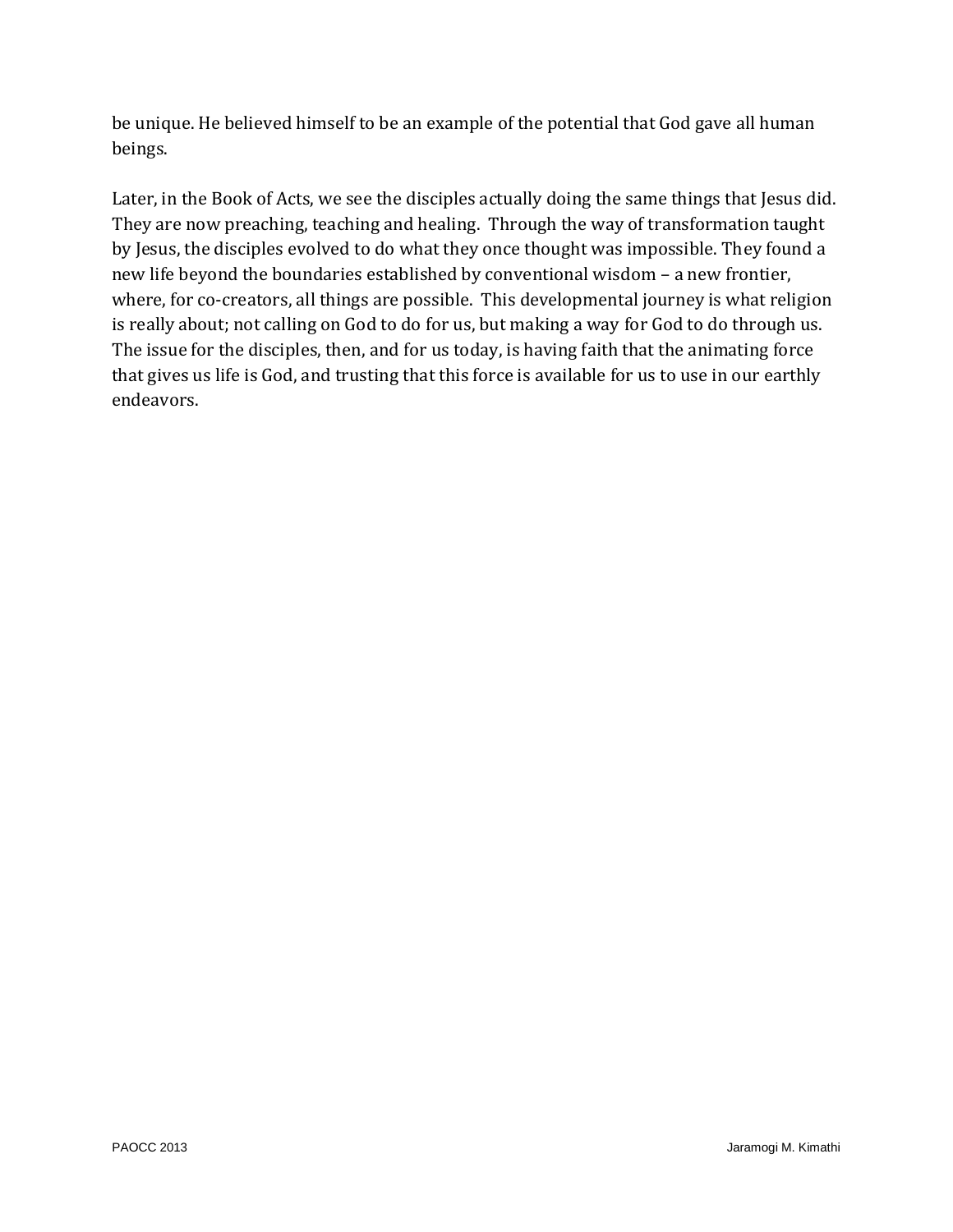be unique. He believed himself to be an example of the potential that God gave all human beings.

Later, in the Book of Acts, we see the disciples actually doing the same things that Jesus did. They are now preaching, teaching and healing. Through the way of transformation taught by Jesus, the disciples evolved to do what they once thought was impossible. They found a new life beyond the boundaries established by conventional wisdom – a new frontier, where, for co-creators, all things are possible. This developmental journey is what religion is really about; not calling on God to do for us, but making a way for God to do through us. The issue for the disciples, then, and for us today, is having faith that the animating force that gives us life is God, and trusting that this force is available for us to use in our earthly endeavors.